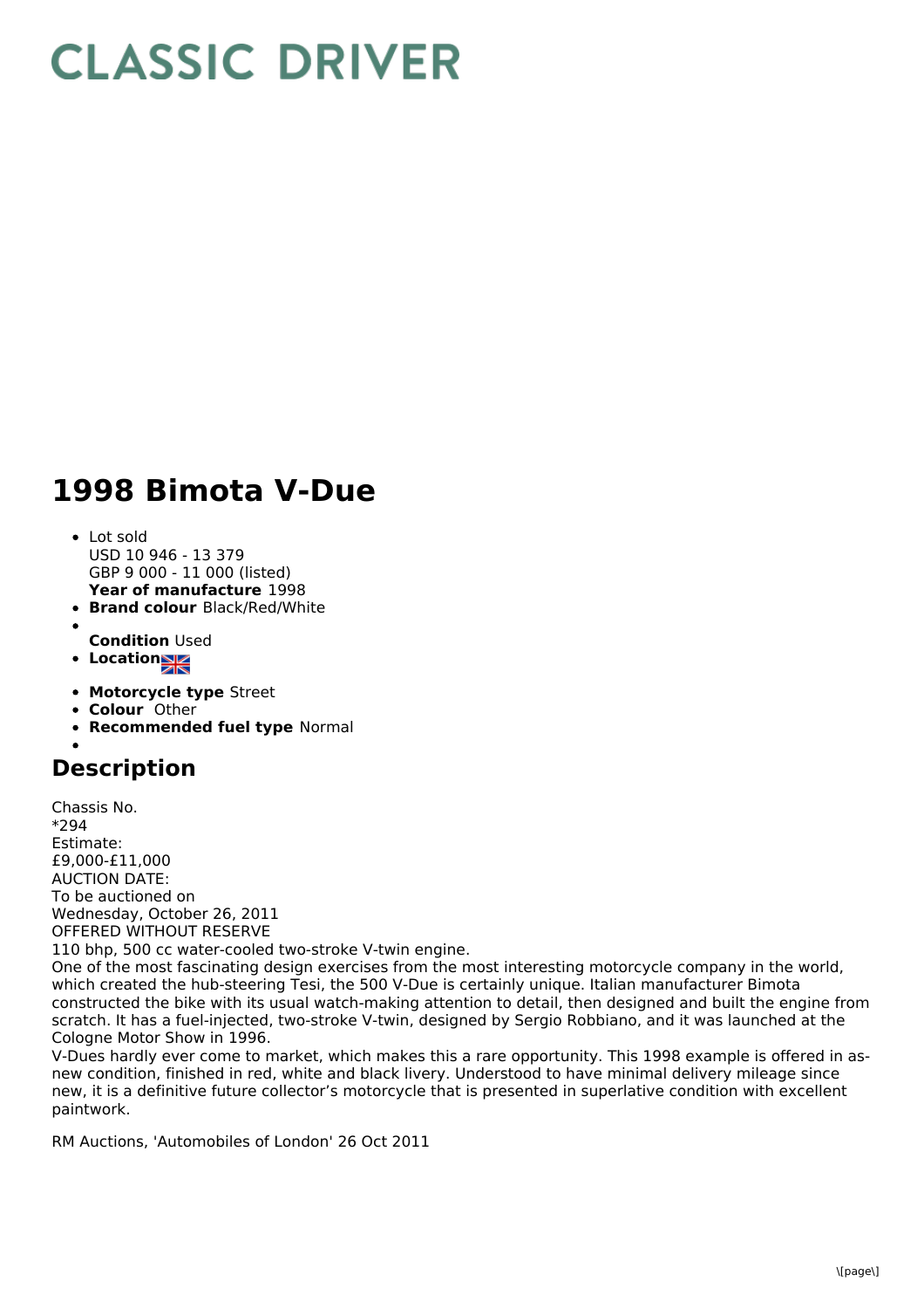# CLASSIC DRIVER

# 1998 Bimota V-Due

- Lot sold
  USD 10 946 - 13 379
  GBP 9 000 - 11 000 (listed)
  **Year of manufacture** 1998
- **Brand colour** Black/Red/White
- 
  **Condition** Used
- **Location**
- **Motorcycle type** Street
- **Colour** Other
- **Recommended fuel type** Normal
- 

## Description

Chassis No.
*294
Estimate:
£9,000-£11,000
AUCTION DATE:
To be auctioned on
Wednesday, October 26, 2011
OFFERED WITHOUT RESERVE
110 bhp, 500 cc water-cooled two-stroke V-twin engine.
One of the most fascinating design exercises from the most interesting motorcycle company in the world, which created the hub-steering Tesi, the 500 V-Due is certainly unique. Italian manufacturer Bimota constructed the bike with its usual watch-making attention to detail, then designed and built the engine from scratch. It has a fuel-injected, two-stroke V-twin, designed by Sergio Robbiano, and it was launched at the Cologne Motor Show in 1996.
V-Dues hardly ever come to market, which makes this a rare opportunity. This 1998 example is offered in as-new condition, finished in red, white and black livery. Understood to have minimal delivery mileage since new, it is a definitive future collector's motorcycle that is presented in superlative condition with excellent paintwork.

RM Auctions, 'Automobiles of London' 26 Oct 2011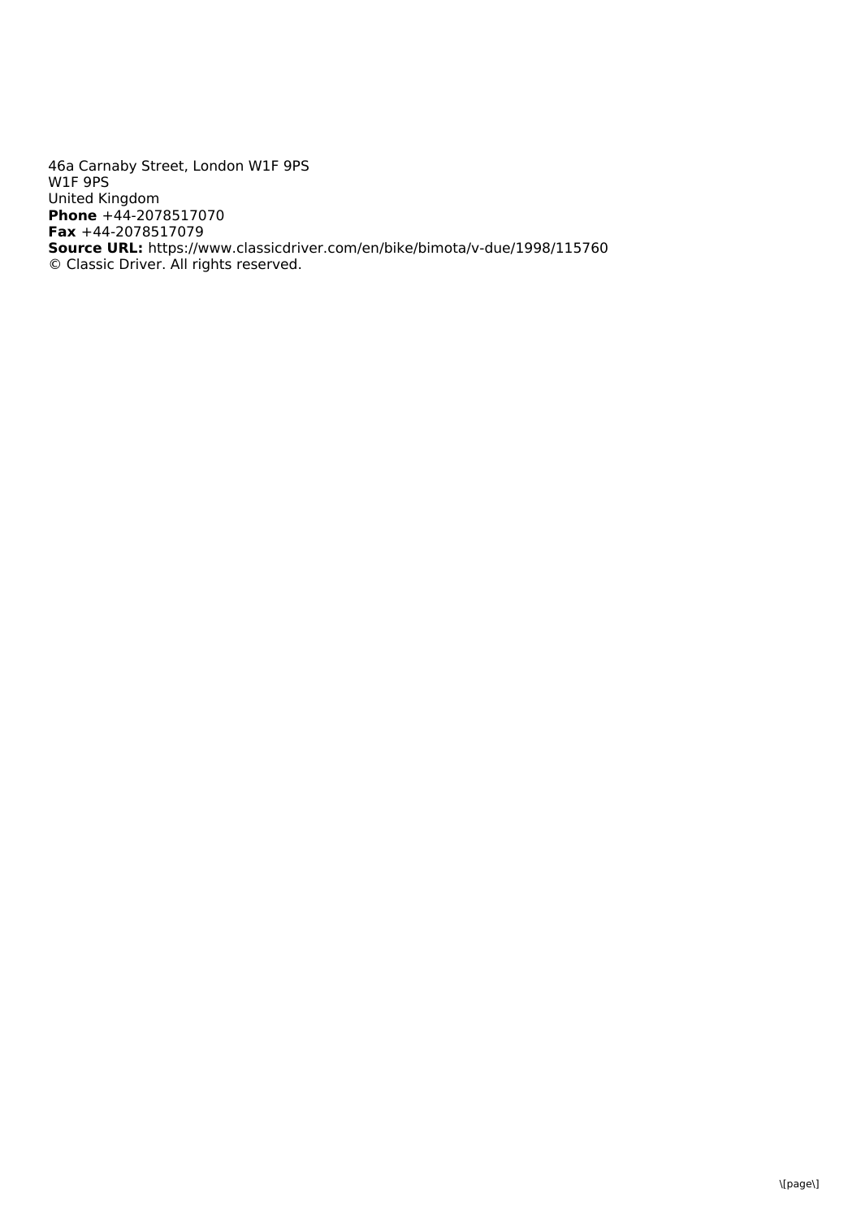46a Carnaby Street, London W1F 9PS
W1F 9PS
United Kingdom
**Phone** +44-2078517070
**Fax** +44-2078517079
**Source URL:** https://www.classicdriver.com/en/bike/bimota/v-due/1998/115760
© Classic Driver. All rights reserved.